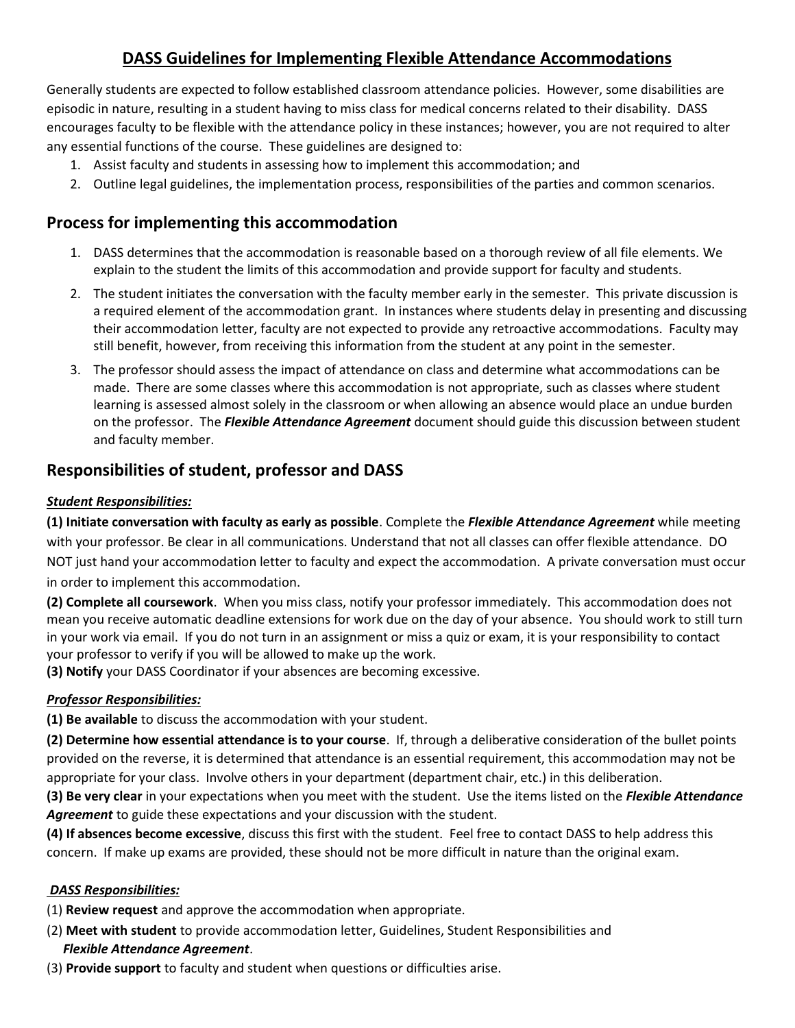# DASS Guidelines for Implementing Flexible Attendance Accommodations

Generally students are expected to follow established classroom attendance policies. However, some disabilities are episodic in nature, resulting in a student having to miss class for medical concerns related to their disability. DASS encourages faculty to be flexible with the attendance policy in these instances; however, you are not required to alter any essential functions of the course. These guidelines are designed to:

1. Assist faculty and students in assessing how to implement this accommodation; and
2. Outline legal guidelines, the implementation process, responsibilities of the parties and common scenarios.

## Process for implementing this accommodation

1. DASS determines that the accommodation is reasonable based on a thorough review of all file elements. We explain to the student the limits of this accommodation and provide support for faculty and students.
2. The student initiates the conversation with the faculty member early in the semester. This private discussion is a required element of the accommodation grant. In instances where students delay in presenting and discussing their accommodation letter, faculty are not expected to provide any retroactive accommodations. Faculty may still benefit, however, from receiving this information from the student at any point in the semester.
3. The professor should assess the impact of attendance on class and determine what accommodations can be made. There are some classes where this accommodation is not appropriate, such as classes where student learning is assessed almost solely in the classroom or when allowing an absence would place an undue burden on the professor. The ***Flexible Attendance Agreement*** document should guide this discussion between student and faculty member.

## Responsibilities of student, professor and DASS

***Student Responsibilities:***

**(1) Initiate conversation with faculty as early as possible**. Complete the ***Flexible Attendance Agreement*** while meeting with your professor. Be clear in all communications. Understand that not all classes can offer flexible attendance. DO NOT just hand your accommodation letter to faculty and expect the accommodation. A private conversation must occur in order to implement this accommodation.

**(2) Complete all coursework**. When you miss class, notify your professor immediately. This accommodation does not mean you receive automatic deadline extensions for work due on the day of your absence. You should work to still turn in your work via email. If you do not turn in an assignment or miss a quiz or exam, it is your responsibility to contact your professor to verify if you will be allowed to make up the work.

**(3) Notify** your DASS Coordinator if your absences are becoming excessive.

***Professor Responsibilities:***

**(1) Be available** to discuss the accommodation with your student.

**(2) Determine how essential attendance is to your course**. If, through a deliberative consideration of the bullet points provided on the reverse, it is determined that attendance is an essential requirement, this accommodation may not be appropriate for your class. Involve others in your department (department chair, etc.) in this deliberation.

**(3) Be very clear** in your expectations when you meet with the student. Use the items listed on the ***Flexible Attendance Agreement*** to guide these expectations and your discussion with the student.

**(4) If absences become excessive**, discuss this first with the student. Feel free to contact DASS to help address this concern. If make up exams are provided, these should not be more difficult in nature than the original exam.

***DASS Responsibilities:***

(1) **Review request** and approve the accommodation when appropriate.

(2) **Meet with student** to provide accommodation letter, Guidelines, Student Responsibilities and ***Flexible Attendance Agreement***.

(3) **Provide support** to faculty and student when questions or difficulties arise.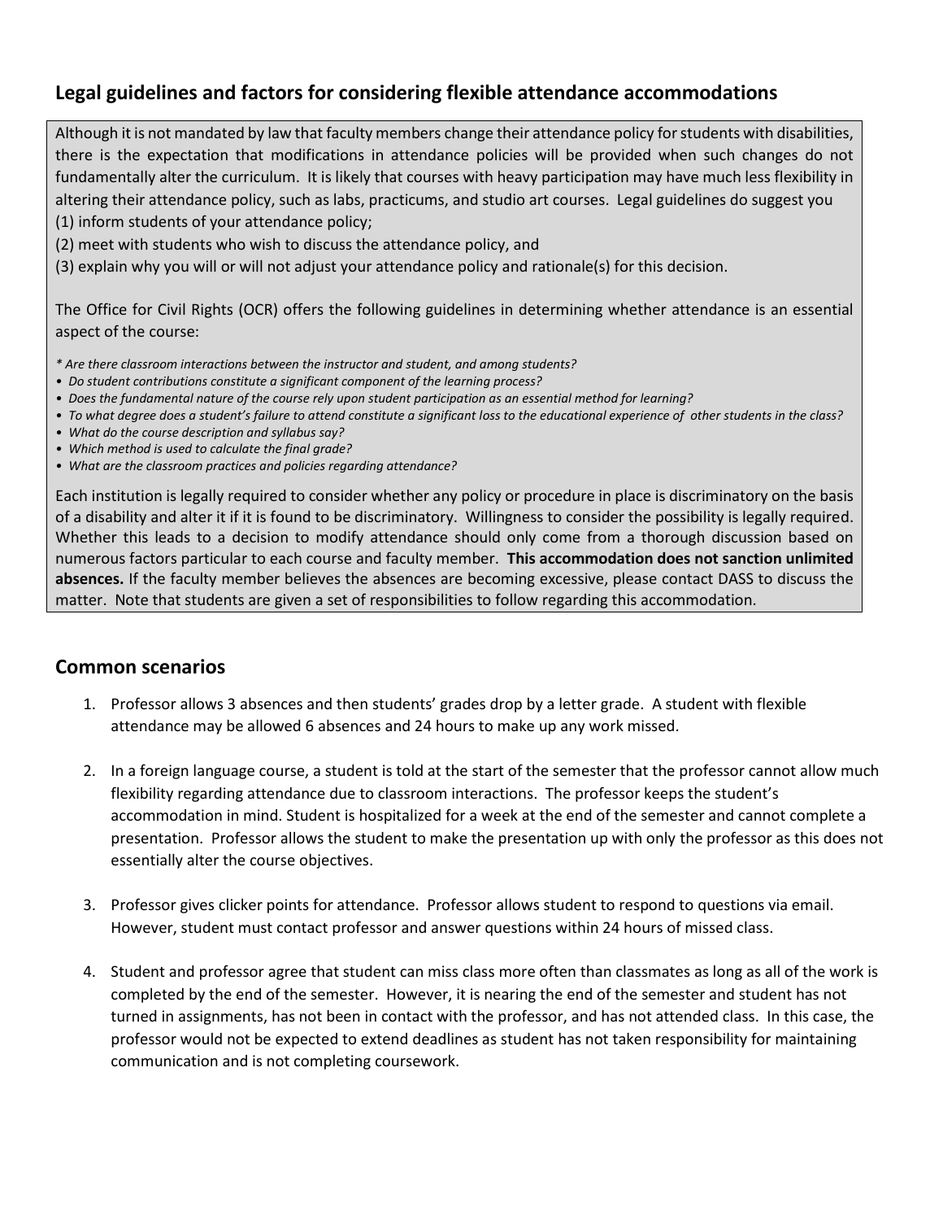## Legal guidelines and factors for considering flexible attendance accommodations

Although it is not mandated by law that faculty members change their attendance policy for students with disabilities, there is the expectation that modifications in attendance policies will be provided when such changes do not fundamentally alter the curriculum. It is likely that courses with heavy participation may have much less flexibility in altering their attendance policy, such as labs, practicums, and studio art courses. Legal guidelines do suggest you
(1) inform students of your attendance policy;
(2) meet with students who wish to discuss the attendance policy, and
(3) explain why you will or will not adjust your attendance policy and rationale(s) for this decision.

The Office for Civil Rights (OCR) offers the following guidelines in determining whether attendance is an essential aspect of the course:

- *Are there classroom interactions between the instructor and student, and among students?*
- *Do student contributions constitute a significant component of the learning process?*
- *Does the fundamental nature of the course rely upon student participation as an essential method for learning?*
- *To what degree does a student's failure to attend constitute a significant loss to the educational experience of other students in the class?*
- *What do the course description and syllabus say?*
- *Which method is used to calculate the final grade?*
- *What are the classroom practices and policies regarding attendance?*

Each institution is legally required to consider whether any policy or procedure in place is discriminatory on the basis of a disability and alter it if it is found to be discriminatory. Willingness to consider the possibility is legally required. Whether this leads to a decision to modify attendance should only come from a thorough discussion based on numerous factors particular to each course and faculty member. **This accommodation does not sanction unlimited absences.** If the faculty member believes the absences are becoming excessive, please contact DASS to discuss the matter. Note that students are given a set of responsibilities to follow regarding this accommodation.

## Common scenarios

1. Professor allows 3 absences and then students' grades drop by a letter grade. A student with flexible attendance may be allowed 6 absences and 24 hours to make up any work missed.

2. In a foreign language course, a student is told at the start of the semester that the professor cannot allow much flexibility regarding attendance due to classroom interactions. The professor keeps the student's accommodation in mind. Student is hospitalized for a week at the end of the semester and cannot complete a presentation. Professor allows the student to make the presentation up with only the professor as this does not essentially alter the course objectives.

3. Professor gives clicker points for attendance. Professor allows student to respond to questions via email. However, student must contact professor and answer questions within 24 hours of missed class.

4. Student and professor agree that student can miss class more often than classmates as long as all of the work is completed by the end of the semester. However, it is nearing the end of the semester and student has not turned in assignments, has not been in contact with the professor, and has not attended class. In this case, the professor would not be expected to extend deadlines as student has not taken responsibility for maintaining communication and is not completing coursework.